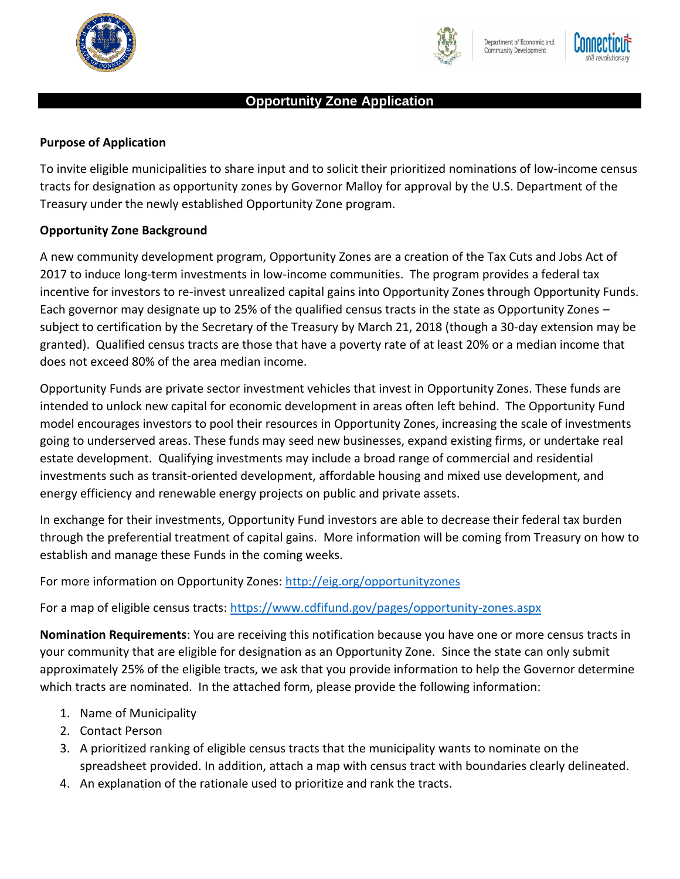# Opportunity Zone Application

**Purpose of Application**

To invite eligible municipalities to share input and to solicit their prioritized nominations of low-income census tracts for designation as opportunity zones by Governor Malloy for approval by the U.S. Department of the Treasury under the newly established Opportunity Zone program.

**Opportunity Zone Background**

A new community development program, Opportunity Zones are a creation of the Tax Cuts and Jobs Act of 2017 to induce long-term investments in low-income communities. The program provides a federal tax incentive for investors to re-invest unrealized capital gains into Opportunity Zones through Opportunity Funds. Each governor may designate up to 25% of the qualified census tracts in the state as Opportunity Zones – subject to certification by the Secretary of the Treasury by March 21, 2018 (though a 30-day extension may be granted). Qualified census tracts are those that have a poverty rate of at least 20% or a median income that does not exceed 80% of the area median income.

Opportunity Funds are private sector investment vehicles that invest in Opportunity Zones. These funds are intended to unlock new capital for economic development in areas often left behind. The Opportunity Fund model encourages investors to pool their resources in Opportunity Zones, increasing the scale of investments going to underserved areas. These funds may seed new businesses, expand existing firms, or undertake real estate development. Qualifying investments may include a broad range of commercial and residential investments such as transit-oriented development, affordable housing and mixed use development, and energy efficiency and renewable energy projects on public and private assets.

In exchange for their investments, Opportunity Fund investors are able to decrease their federal tax burden through the preferential treatment of capital gains. More information will be coming from Treasury on how to establish and manage these Funds in the coming weeks.

For more information on Opportunity Zones: http://eig.org/opportunityzones

For a map of eligible census tracts: https://www.cdfifund.gov/pages/opportunity-zones.aspx

**Nomination Requirements**: You are receiving this notification because you have one or more census tracts in your community that are eligible for designation as an Opportunity Zone. Since the state can only submit approximately 25% of the eligible tracts, we ask that you provide information to help the Governor determine which tracts are nominated. In the attached form, please provide the following information:

1. Name of Municipality
2. Contact Person
3. A prioritized ranking of eligible census tracts that the municipality wants to nominate on the spreadsheet provided. In addition, attach a map with census tract with boundaries clearly delineated.
4. An explanation of the rationale used to prioritize and rank the tracts.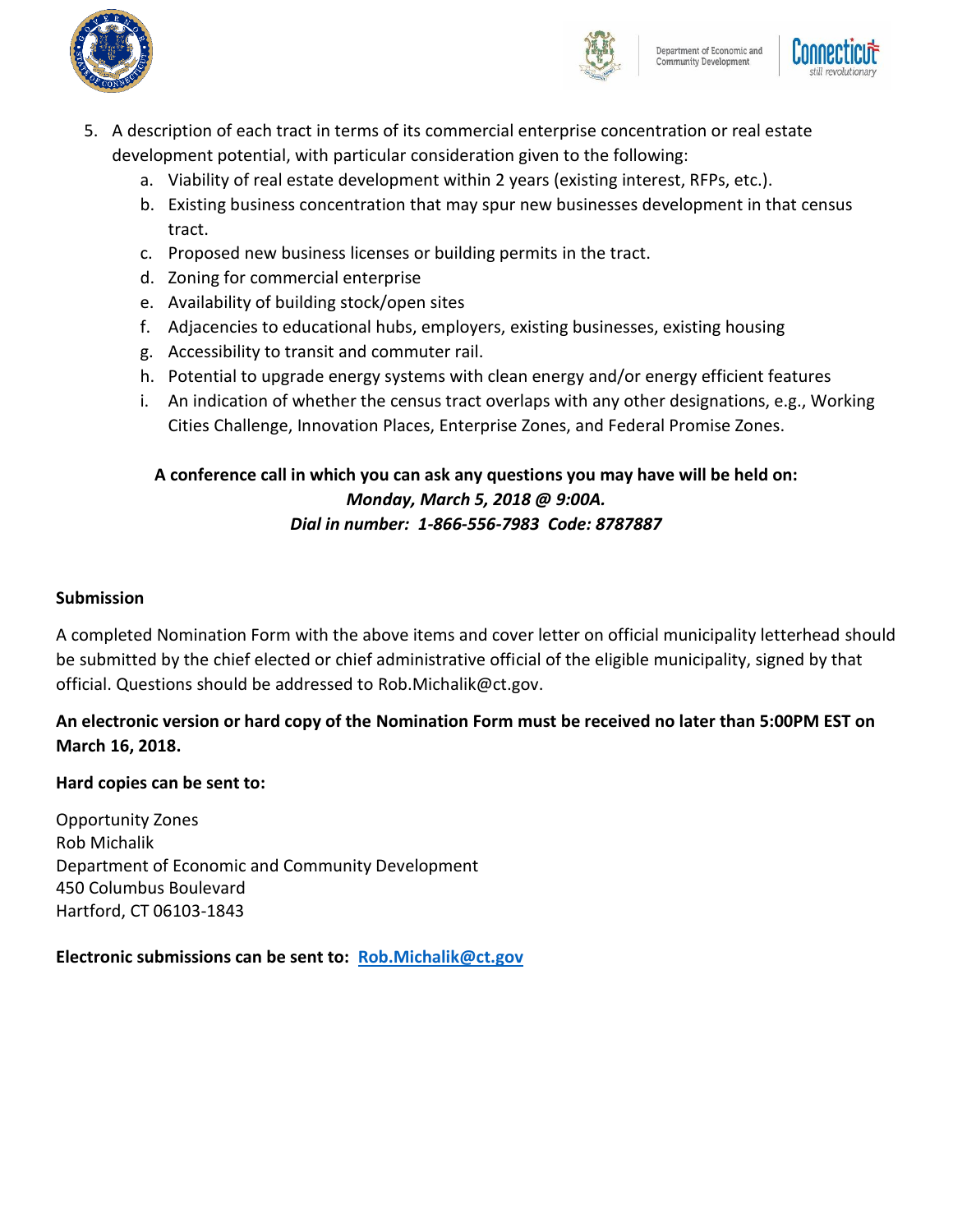5. A description of each tract in terms of its commercial enterprise concentration or real estate development potential, with particular consideration given to the following:
    a. Viability of real estate development within 2 years (existing interest, RFPs, etc.).
    b. Existing business concentration that may spur new businesses development in that census tract.
    c. Proposed new business licenses or building permits in the tract.
    d. Zoning for commercial enterprise
    e. Availability of building stock/open sites
    f. Adjacencies to educational hubs, employers, existing businesses, existing housing
    g. Accessibility to transit and commuter rail.
    h. Potential to upgrade energy systems with clean energy and/or energy efficient features
    i. An indication of whether the census tract overlaps with any other designations, e.g., Working Cities Challenge, Innovation Places, Enterprise Zones, and Federal Promise Zones.

**A conference call in which you can ask any questions you may have will be held on:**
***Monday, March 5, 2018 @ 9:00A.***
***Dial in number: 1-866-556-7983 Code: 8787887***

**Submission**

A completed Nomination Form with the above items and cover letter on official municipality letterhead should be submitted by the chief elected or chief administrative official of the eligible municipality, signed by that official. Questions should be addressed to Rob.Michalik@ct.gov.

**An electronic version or hard copy of the Nomination Form must be received no later than 5:00PM EST on March 16, 2018.**

**Hard copies can be sent to:**

Opportunity Zones
Rob Michalik
Department of Economic and Community Development
450 Columbus Boulevard
Hartford, CT 06103-1843

**Electronic submissions can be sent to: [Rob.Michalik@ct.gov](mailto:Rob.Michalik@ct.gov)**